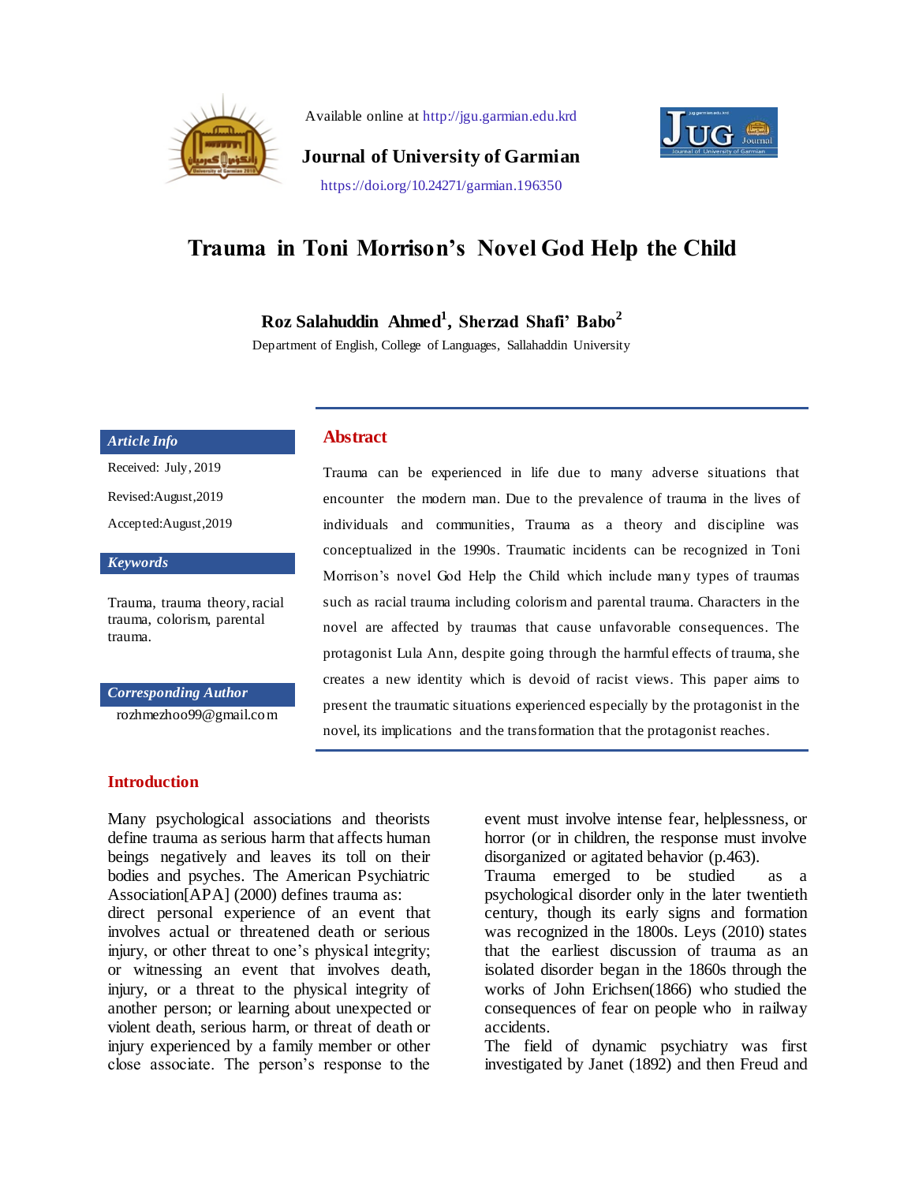Available online at http://jgu.garmian.edu.krd

**Journal of University of Garmian**

https://doi.org/10.24271/garmian.196350

# Trauma in Toni Morrison's Novel God Help the Child

**Roz Salahuddin Ahmed[1], Sherzad Shafi' Babo[2]**

Department of English, College of Languages, Sallahaddin University

***Article Info***

Received: July, 2019

Revised:August,2019

Accepted:August,2019

***Keywords***

Trauma, trauma theory, racial trauma, colorism, parental trauma.

***Corresponding Author***

rozhmezhoo99@gmail.com

## Abstract

Trauma can be experienced in life due to many adverse situations that encounter the modern man. Due to the prevalence of trauma in the lives of individuals and communities, Trauma as a theory and discipline was conceptualized in the 1990s. Traumatic incidents can be recognized in Toni Morrison's novel God Help the Child which include many types of traumas such as racial trauma including colorism and parental trauma. Characters in the novel are affected by traumas that cause unfavorable consequences. The protagonist Lula Ann, despite going through the harmful effects of trauma, she creates a new identity which is devoid of racist views. This paper aims to present the traumatic situations experienced especially by the protagonist in the novel, its implications and the transformation that the protagonist reaches.

## Introduction

Many psychological associations and theorists define trauma as serious harm that affects human beings negatively and leaves its toll on their bodies and psyches. The American Psychiatric Association[APA] (2000) defines trauma as:

direct personal experience of an event that involves actual or threatened death or serious injury, or other threat to one's physical integrity; or witnessing an event that involves death, injury, or a threat to the physical integrity of another person; or learning about unexpected or violent death, serious harm, or threat of death or injury experienced by a family member or other close associate. The person's response to the event must involve intense fear, helplessness, or horror (or in children, the response must involve disorganized or agitated behavior (p.463).

Trauma emerged to be studied as a psychological disorder only in the later twentieth century, though its early signs and formation was recognized in the 1800s. Leys (2010) states that the earliest discussion of trauma as an isolated disorder began in the 1860s through the works of John Erichsen(1866) who studied the consequences of fear on people who in railway accidents.

The field of dynamic psychiatry was first investigated by Janet (1892) and then Freud and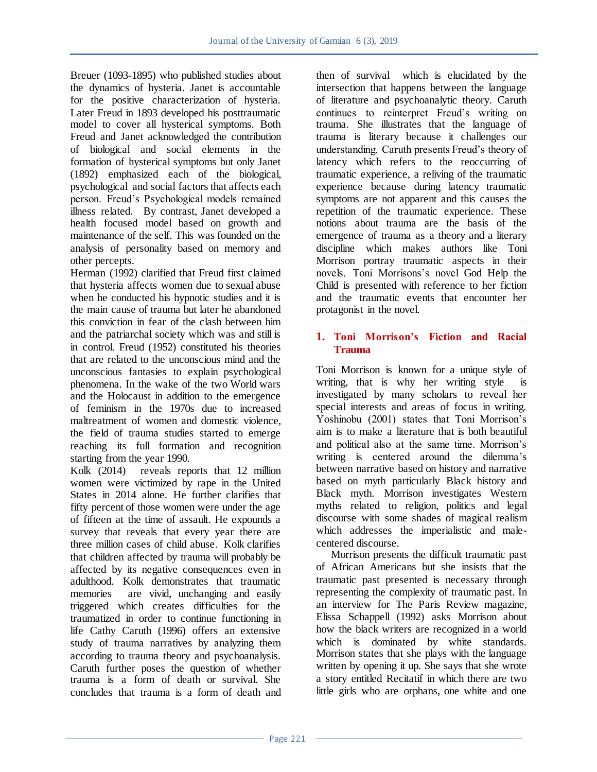Breuer (1093-1895) who published studies about the dynamics of hysteria. Janet is accountable for the positive characterization of hysteria. Later Freud in 1893 developed his posttraumatic model to cover all hysterical symptoms. Both Freud and Janet acknowledged the contribution of biological and social elements in the formation of hysterical symptoms but only Janet (1892) emphasized each of the biological, psychological and social factors that affects each person. Freud's Psychological models remained illness related. By contrast, Janet developed a health focused model based on growth and maintenance of the self. This was founded on the analysis of personality based on memory and other percepts.

Herman (1992) clarified that Freud first claimed that hysteria affects women due to sexual abuse when he conducted his hypnotic studies and it is the main cause of trauma but later he abandoned this conviction in fear of the clash between him and the patriarchal society which was and still is in control. Freud (1952) constituted his theories that are related to the unconscious mind and the unconscious fantasies to explain psychological phenomena. In the wake of the two World wars and the Holocaust in addition to the emergence of feminism in the 1970s due to increased maltreatment of women and domestic violence, the field of trauma studies started to emerge reaching its full formation and recognition starting from the year 1990.

Kolk (2014) reveals reports that 12 million women were victimized by rape in the United States in 2014 alone. He further clarifies that fifty percent of those women were under the age of fifteen at the time of assault. He expounds a survey that reveals that every year there are three million cases of child abuse. Kolk clarifies that children affected by trauma will probably be affected by its negative consequences even in adulthood. Kolk demonstrates that traumatic memories are vivid, unchanging and easily triggered which creates difficulties for the traumatized in order to continue functioning in life Cathy Caruth (1996) offers an extensive study of trauma narratives by analyzing them according to trauma theory and psychoanalysis. Caruth further poses the question of whether trauma is a form of death or survival. She concludes that trauma is a form of death and then of survival which is elucidated by the intersection that happens between the language of literature and psychoanalytic theory. Caruth continues to reinterpret Freud's writing on trauma. She illustrates that the language of trauma is literary because it challenges our understanding. Caruth presents Freud's theory of latency which refers to the reoccurring of traumatic experience, a reliving of the traumatic experience because during latency traumatic symptoms are not apparent and this causes the repetition of the traumatic experience. These notions about trauma are the basis of the emergence of trauma as a theory and a literary discipline which makes authors like Toni Morrison portray traumatic aspects in their novels. Toni Morrisons's novel God Help the Child is presented with reference to her fiction and the traumatic events that encounter her protagonist in the novel.

## 1. Toni Morrison's Fiction and Racial Trauma

Toni Morrison is known for a unique style of writing, that is why her writing style is investigated by many scholars to reveal her special interests and areas of focus in writing. Yoshinobu (2001) states that Toni Morrison's aim is to make a literature that is both beautiful and political also at the same time. Morrison's writing is centered around the dilemma's between narrative based on history and narrative based on myth particularly Black history and Black myth. Morrison investigates Western myths related to religion, politics and legal discourse with some shades of magical realism which addresses the imperialistic and male-centered discourse.

Morrison presents the difficult traumatic past of African Americans but she insists that the traumatic past presented is necessary through representing the complexity of traumatic past. In an interview for The Paris Review magazine, Elissa Schappell (1992) asks Morrison about how the black writers are recognized in a world which is dominated by white standards. Morrison states that she plays with the language written by opening it up. She says that she wrote a story entitled Recitatif in which there are two little girls who are orphans, one white and one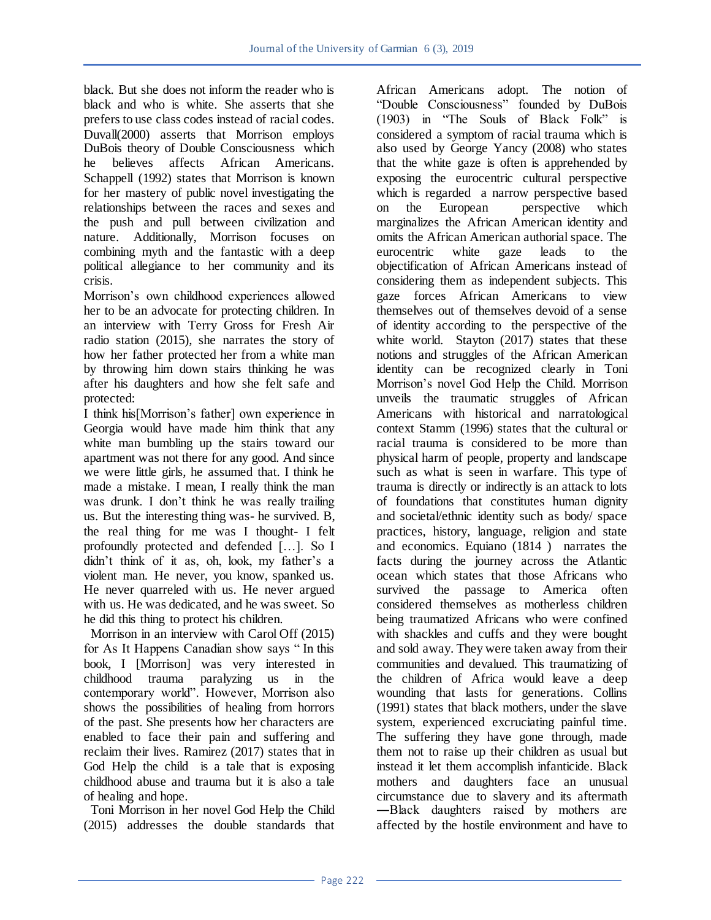black. But she does not inform the reader who is black and who is white. She asserts that she prefers to use class codes instead of racial codes. Duvall(2000) asserts that Morrison employs DuBois theory of Double Consciousness which he believes affects African Americans. Schappell (1992) states that Morrison is known for her mastery of public novel investigating the relationships between the races and sexes and the push and pull between civilization and nature. Additionally, Morrison focuses on combining myth and the fantastic with a deep political allegiance to her community and its crisis.

Morrison's own childhood experiences allowed her to be an advocate for protecting children. In an interview with Terry Gross for Fresh Air radio station (2015), she narrates the story of how her father protected her from a white man by throwing him down stairs thinking he was after his daughters and how she felt safe and protected:

I think his[Morrison's father] own experience in Georgia would have made him think that any white man bumbling up the stairs toward our apartment was not there for any good. And since we were little girls, he assumed that. I think he made a mistake. I mean, I really think the man was drunk. I don't think he was really trailing us. But the interesting thing was- he survived. B, the real thing for me was I thought- I felt profoundly protected and defended […]. So I didn't think of it as, oh, look, my father's a violent man. He never, you know, spanked us. He never quarreled with us. He never argued with us. He was dedicated, and he was sweet. So he did this thing to protect his children.

Morrison in an interview with Carol Off (2015) for As It Happens Canadian show says " In this book, I [Morrison] was very interested in childhood trauma paralyzing us in the contemporary world". However, Morrison also shows the possibilities of healing from horrors of the past. She presents how her characters are enabled to face their pain and suffering and reclaim their lives. Ramirez (2017) states that in God Help the child is a tale that is exposing childhood abuse and trauma but it is also a tale of healing and hope.

Toni Morrison in her novel God Help the Child (2015) addresses the double standards that African Americans adopt. The notion of "Double Consciousness" founded by DuBois (1903) in "The Souls of Black Folk" is considered a symptom of racial trauma which is also used by George Yancy (2008) who states that the white gaze is often is apprehended by exposing the eurocentric cultural perspective which is regarded a narrow perspective based on the European perspective which marginalizes the African American identity and omits the African American authorial space. The eurocentric white gaze leads to the objectification of African Americans instead of considering them as independent subjects. This gaze forces African Americans to view themselves out of themselves devoid of a sense of identity according to the perspective of the white world. Stayton (2017) states that these notions and struggles of the African American identity can be recognized clearly in Toni Morrison's novel God Help the Child. Morrison unveils the traumatic struggles of African Americans with historical and narratological context Stamm (1996) states that the cultural or racial trauma is considered to be more than physical harm of people, property and landscape such as what is seen in warfare. This type of trauma is directly or indirectly is an attack to lots of foundations that constitutes human dignity and societal/ethnic identity such as body/ space practices, history, language, religion and state and economics. Equiano (1814 ) narrates the facts during the journey across the Atlantic ocean which states that those Africans who survived the passage to America often considered themselves as motherless children being traumatized Africans who were confined with shackles and cuffs and they were bought and sold away. They were taken away from their communities and devalued. This traumatizing of the children of Africa would leave a deep wounding that lasts for generations. Collins (1991) states that black mothers, under the slave system, experienced excruciating painful time. The suffering they have gone through, made them not to raise up their children as usual but instead it let them accomplish infanticide. Black mothers and daughters face an unusual circumstance due to slavery and its aftermath ―Black daughters raised by mothers are affected by the hostile environment and have to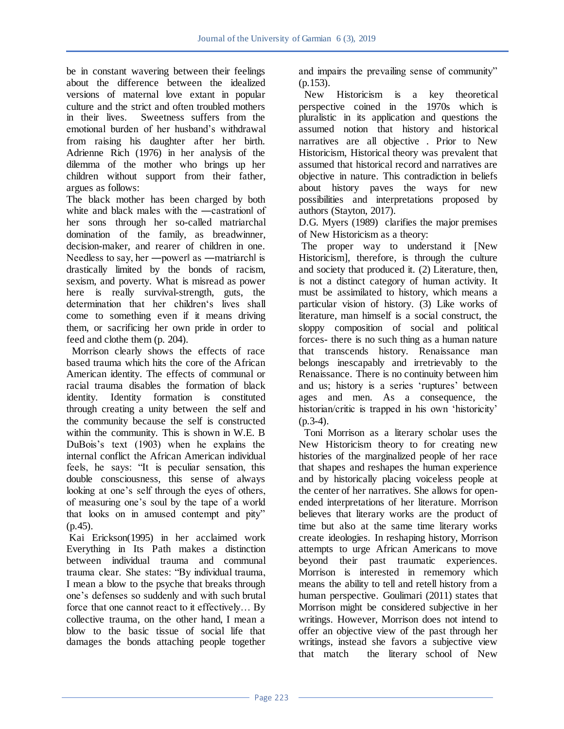be in constant wavering between their feelings about the difference between the idealized versions of maternal love extant in popular culture and the strict and often troubled mothers in their lives. Sweetness suffers from the emotional burden of her husband's withdrawal from raising his daughter after her birth. Adrienne Rich (1976) in her analysis of the dilemma of the mother who brings up her children without support from their father, argues as follows:

The black mother has been charged by both white and black males with the ―castration‖ of her sons through her so-called matriarchal domination of the family, as breadwinner, decision-maker, and rearer of children in one. Needless to say, her ―power‖ as ―matriarch‖ is drastically limited by the bonds of racism, sexism, and poverty. What is misread as power here is really survival-strength, guts, the determination that her children's lives shall come to something even if it means driving them, or sacrificing her own pride in order to feed and clothe them (p. 204).

Morrison clearly shows the effects of race based trauma which hits the core of the African American identity. The effects of communal or racial trauma disables the formation of black identity. Identity formation is constituted through creating a unity between the self and the community because the self is constructed within the community. This is shown in W.E. B DuBois's text (1903) when he explains the internal conflict the African American individual feels, he says: "It is peculiar sensation, this double consciousness, this sense of always looking at one's self through the eyes of others, of measuring one's soul by the tape of a world that looks on in amused contempt and pity" (p.45).

Kai Erickson(1995) in her acclaimed work Everything in Its Path makes a distinction between individual trauma and communal trauma clear. She states: "By individual trauma, I mean a blow to the psyche that breaks through one's defenses so suddenly and with such brutal force that one cannot react to it effectively… By collective trauma, on the other hand, I mean a blow to the basic tissue of social life that damages the bonds attaching people together and impairs the prevailing sense of community" (p.153).

New Historicism is a key theoretical perspective coined in the 1970s which is pluralistic in its application and questions the assumed notion that history and historical narratives are all objective . Prior to New Historicism, Historical theory was prevalent that assumed that historical record and narratives are objective in nature. This contradiction in beliefs about history paves the ways for new possibilities and interpretations proposed by authors (Stayton, 2017).

D.G. Myers (1989) clarifies the major premises of New Historicism as a theory:

The proper way to understand it [New Historicism], therefore, is through the culture and society that produced it. (2) Literature, then, is not a distinct category of human activity. It must be assimilated to history, which means a particular vision of history. (3) Like works of literature, man himself is a social construct, the sloppy composition of social and political forces- there is no such thing as a human nature that transcends history. Renaissance man belongs inescapably and irretrievably to the Renaissance. There is no continuity between him and us; history is a series 'ruptures' between ages and men. As a consequence, the historian/critic is trapped in his own 'historicity' (p.3-4).

Toni Morrison as a literary scholar uses the New Historicism theory to for creating new histories of the marginalized people of her race that shapes and reshapes the human experience and by historically placing voiceless people at the center of her narratives. She allows for open-ended interpretations of her literature. Morrison believes that literary works are the product of time but also at the same time literary works create ideologies. In reshaping history, Morrison attempts to urge African Americans to move beyond their past traumatic experiences. Morrison is interested in rememory which means the ability to tell and retell history from a human perspective. Goulimari (2011) states that Morrison might be considered subjective in her writings. However, Morrison does not intend to offer an objective view of the past through her writings, instead she favors a subjective view that match the literary school of New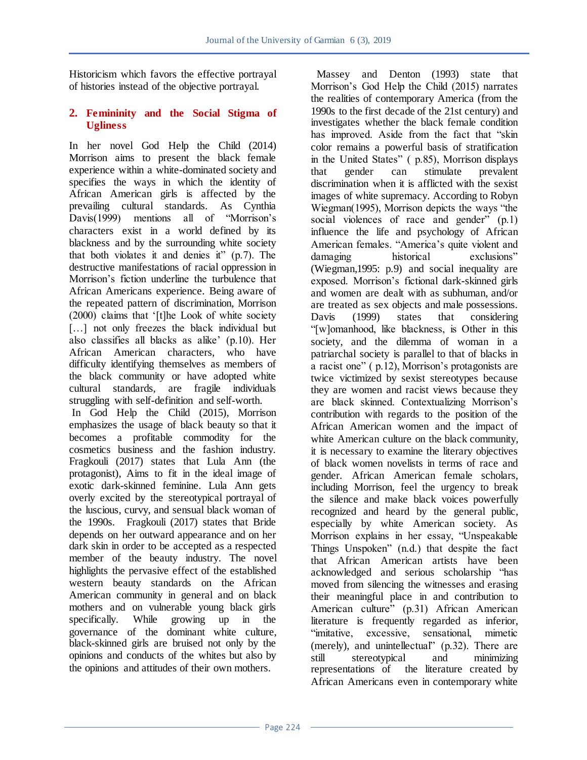Historicism which favors the effective portrayal of histories instead of the objective portrayal.

## 2. Femininity and the Social Stigma of Ugliness

In her novel God Help the Child (2014) Morrison aims to present the black female experience within a white-dominated society and specifies the ways in which the identity of African American girls is affected by the prevailing cultural standards. As Cynthia Davis(1999) mentions all of "Morrison's characters exist in a world defined by its blackness and by the surrounding white society that both violates it and denies it" (p.7). The destructive manifestations of racial oppression in Morrison's fiction underline the turbulence that African Americans experience. Being aware of the repeated pattern of discrimination, Morrison (2000) claims that '[t]he Look of white society […] not only freezes the black individual but also classifies all blacks as alike' (p.10). Her African American characters, who have difficulty identifying themselves as members of the black community or have adopted white cultural standards, are fragile individuals struggling with self-definition and self-worth.

In God Help the Child (2015), Morrison emphasizes the usage of black beauty so that it becomes a profitable commodity for the cosmetics business and the fashion industry. Fragkouli (2017) states that Lula Ann (the protagonist), Aims to fit in the ideal image of exotic dark-skinned feminine. Lula Ann gets overly excited by the stereotypical portrayal of the luscious, curvy, and sensual black woman of the 1990s. Fragkouli (2017) states that Bride depends on her outward appearance and on her dark skin in order to be accepted as a respected member of the beauty industry. The novel highlights the pervasive effect of the established western beauty standards on the African American community in general and on black mothers and on vulnerable young black girls specifically. While growing up in the governance of the dominant white culture, black-skinned girls are bruised not only by the opinions and conducts of the whites but also by the opinions and attitudes of their own mothers.

Massey and Denton (1993) state that Morrison's God Help the Child (2015) narrates the realities of contemporary America (from the 1990s to the first decade of the 21st century) and investigates whether the black female condition has improved. Aside from the fact that "skin color remains a powerful basis of stratification in the United States" ( p.85), Morrison displays that gender can stimulate prevalent discrimination when it is afflicted with the sexist images of white supremacy. According to Robyn Wiegman(1995), Morrison depicts the ways "the social violences of race and gender" (p.1) influence the life and psychology of African American females. "America's quite violent and damaging historical exclusions" (Wiegman,1995: p.9) and social inequality are exposed. Morrison's fictional dark-skinned girls and women are dealt with as subhuman, and/or are treated as sex objects and male possessions. Davis (1999) states that considering "[w]omanhood, like blackness, is Other in this society, and the dilemma of woman in a patriarchal society is parallel to that of blacks in a racist one" ( p.12), Morrison's protagonists are twice victimized by sexist stereotypes because they are women and racist views because they are black skinned. Contextualizing Morrison's contribution with regards to the position of the African American women and the impact of white American culture on the black community, it is necessary to examine the literary objectives of black women novelists in terms of race and gender. African American female scholars, including Morrison, feel the urgency to break the silence and make black voices powerfully recognized and heard by the general public, especially by white American society. As Morrison explains in her essay, "Unspeakable Things Unspoken" (n.d.) that despite the fact that African American artists have been acknowledged and serious scholarship "has moved from silencing the witnesses and erasing their meaningful place in and contribution to American culture" (p.31) African American literature is frequently regarded as inferior, "imitative, excessive, sensational, mimetic (merely), and unintellectual" (p.32). There are still stereotypical and minimizing representations of the literature created by African Americans even in contemporary white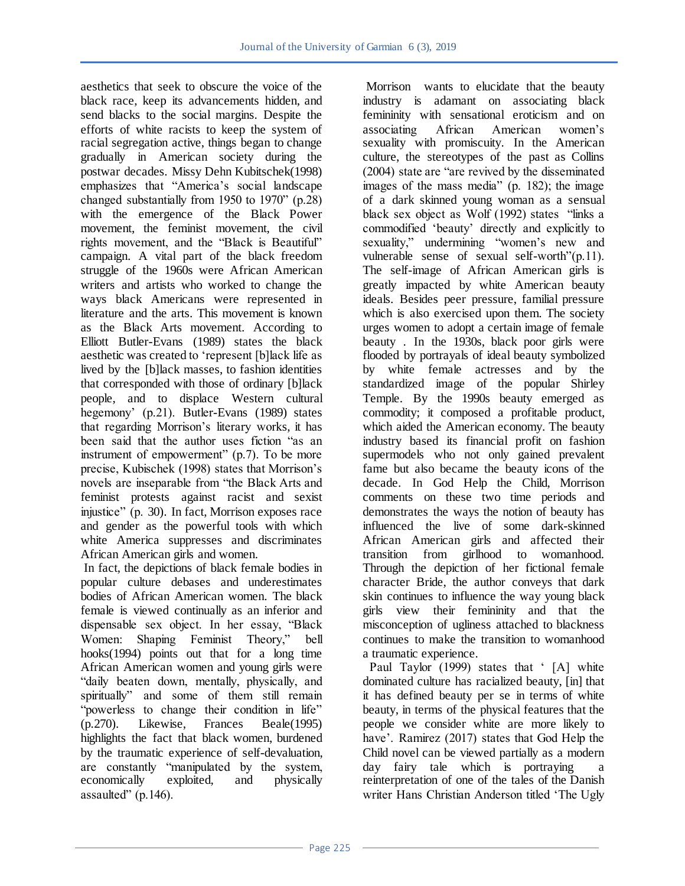aesthetics that seek to obscure the voice of the black race, keep its advancements hidden, and send blacks to the social margins. Despite the efforts of white racists to keep the system of racial segregation active, things began to change gradually in American society during the postwar decades. Missy Dehn Kubitschek(1998) emphasizes that "America's social landscape changed substantially from 1950 to 1970" (p.28) with the emergence of the Black Power movement, the feminist movement, the civil rights movement, and the "Black is Beautiful" campaign. A vital part of the black freedom struggle of the 1960s were African American writers and artists who worked to change the ways black Americans were represented in literature and the arts. This movement is known as the Black Arts movement. According to Elliott Butler-Evans (1989) states the black aesthetic was created to 'represent [b]lack life as lived by the [b]lack masses, to fashion identities that corresponded with those of ordinary [b]lack people, and to displace Western cultural hegemony' (p.21). Butler-Evans (1989) states that regarding Morrison's literary works, it has been said that the author uses fiction "as an instrument of empowerment" (p.7). To be more precise, Kubischek (1998) states that Morrison's novels are inseparable from "the Black Arts and feminist protests against racist and sexist injustice" (p. 30). In fact, Morrison exposes race and gender as the powerful tools with which white America suppresses and discriminates African American girls and women.

In fact, the depictions of black female bodies in popular culture debases and underestimates bodies of African American women. The black female is viewed continually as an inferior and dispensable sex object. In her essay, "Black Women: Shaping Feminist Theory," bell hooks(1994) points out that for a long time African American women and young girls were "daily beaten down, mentally, physically, and spiritually" and some of them still remain "powerless to change their condition in life" (p.270). Likewise, Frances Beale(1995) highlights the fact that black women, burdened by the traumatic experience of self-devaluation, are constantly "manipulated by the system, economically exploited, and physically assaulted" (p.146).

Morrison wants to elucidate that the beauty industry is adamant on associating black femininity with sensational eroticism and on associating African American women's sexuality with promiscuity. In the American culture, the stereotypes of the past as Collins (2004) state are "are revived by the disseminated images of the mass media" (p. 182); the image of a dark skinned young woman as a sensual black sex object as Wolf (1992) states "links a commodified 'beauty' directly and explicitly to sexuality," undermining "women's new and vulnerable sense of sexual self-worth"(p.11). The self-image of African American girls is greatly impacted by white American beauty ideals. Besides peer pressure, familial pressure which is also exercised upon them. The society urges women to adopt a certain image of female beauty . In the 1930s, black poor girls were flooded by portrayals of ideal beauty symbolized by white female actresses and by the standardized image of the popular Shirley Temple. By the 1990s beauty emerged as commodity; it composed a profitable product, which aided the American economy. The beauty industry based its financial profit on fashion supermodels who not only gained prevalent fame but also became the beauty icons of the decade. In God Help the Child, Morrison comments on these two time periods and demonstrates the ways the notion of beauty has influenced the live of some dark-skinned African American girls and affected their transition from girlhood to womanhood. Through the depiction of her fictional female character Bride, the author conveys that dark skin continues to influence the way young black girls view their femininity and that the misconception of ugliness attached to blackness continues to make the transition to womanhood a traumatic experience.

Paul Taylor (1999) states that ' [A] white dominated culture has racialized beauty, [in] that it has defined beauty per se in terms of white beauty, in terms of the physical features that the people we consider white are more likely to have'. Ramirez (2017) states that God Help the Child novel can be viewed partially as a modern day fairy tale which is portraying a reinterpretation of one of the tales of the Danish writer Hans Christian Anderson titled 'The Ugly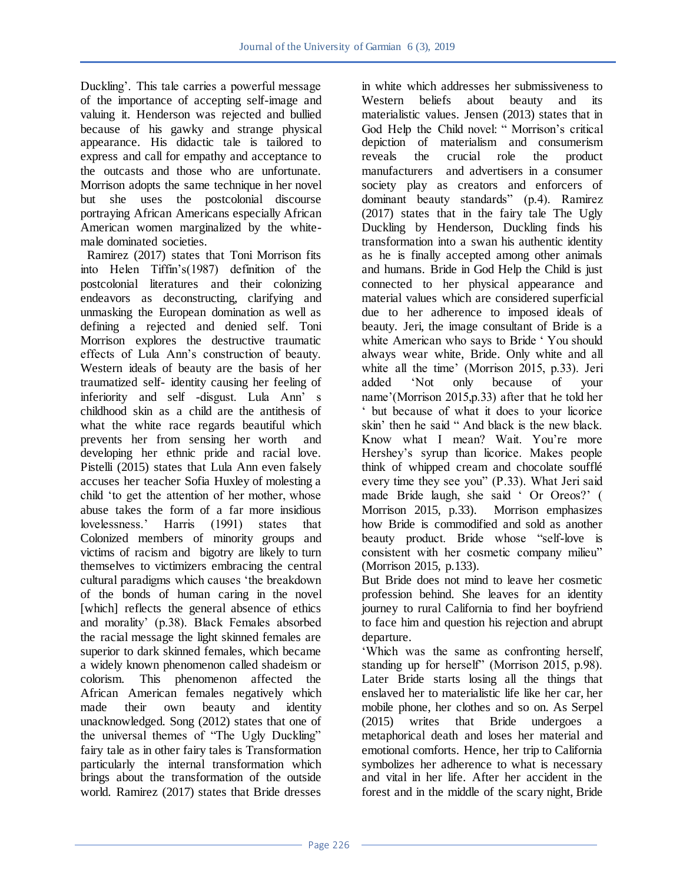Duckling'. This tale carries a powerful message of the importance of accepting self-image and valuing it. Henderson was rejected and bullied because of his gawky and strange physical appearance. His didactic tale is tailored to express and call for empathy and acceptance to the outcasts and those who are unfortunate. Morrison adopts the same technique in her novel but she uses the postcolonial discourse portraying African Americans especially African American women marginalized by the white-male dominated societies.

Ramirez (2017) states that Toni Morrison fits into Helen Tiffin's(1987) definition of the postcolonial literatures and their colonizing endeavors as deconstructing, clarifying and unmasking the European domination as well as defining a rejected and denied self. Toni Morrison explores the destructive traumatic effects of Lula Ann's construction of beauty. Western ideals of beauty are the basis of her traumatized self- identity causing her feeling of inferiority and self -disgust. Lula Ann' s childhood skin as a child are the antithesis of what the white race regards beautiful which prevents her from sensing her worth and developing her ethnic pride and racial love. Pistelli (2015) states that Lula Ann even falsely accuses her teacher Sofia Huxley of molesting a child 'to get the attention of her mother, whose abuse takes the form of a far more insidious lovelessness.' Harris (1991) states that Colonized members of minority groups and victims of racism and bigotry are likely to turn themselves to victimizers embracing the central cultural paradigms which causes 'the breakdown of the bonds of human caring in the novel [which] reflects the general absence of ethics and morality' (p.38). Black Females absorbed the racial message the light skinned females are superior to dark skinned females, which became a widely known phenomenon called shadeism or colorism. This phenomenon affected the African American females negatively which made their own beauty and identity unacknowledged. Song (2012) states that one of the universal themes of "The Ugly Duckling" fairy tale as in other fairy tales is Transformation particularly the internal transformation which brings about the transformation of the outside world. Ramirez (2017) states that Bride dresses in white which addresses her submissiveness to Western beliefs about beauty and its materialistic values. Jensen (2013) states that in God Help the Child novel: " Morrison's critical depiction of materialism and consumerism reveals the crucial role the product manufacturers and advertisers in a consumer society play as creators and enforcers of dominant beauty standards" (p.4). Ramirez (2017) states that in the fairy tale The Ugly Duckling by Henderson, Duckling finds his transformation into a swan his authentic identity as he is finally accepted among other animals and humans. Bride in God Help the Child is just connected to her physical appearance and material values which are considered superficial due to her adherence to imposed ideals of beauty. Jeri, the image consultant of Bride is a white American who says to Bride ' You should always wear white, Bride. Only white and all white all the time' (Morrison 2015, p.33). Jeri added 'Not only because of your name'(Morrison 2015,p.33) after that he told her ' but because of what it does to your licorice skin' then he said " And black is the new black. Know what I mean? Wait. You're more Hershey's syrup than licorice. Makes people think of whipped cream and chocolate soufflé every time they see you" (P.33). What Jeri said made Bride laugh, she said ' Or Oreos?' ( Morrison 2015, p.33). Morrison emphasizes how Bride is commodified and sold as another beauty product. Bride whose "self-love is consistent with her cosmetic company milieu" (Morrison 2015, p.133).

But Bride does not mind to leave her cosmetic profession behind. She leaves for an identity journey to rural California to find her boyfriend to face him and question his rejection and abrupt departure.

'Which was the same as confronting herself, standing up for herself" (Morrison 2015, p.98). Later Bride starts losing all the things that enslaved her to materialistic life like her car, her mobile phone, her clothes and so on. As Serpel (2015) writes that Bride undergoes a metaphorical death and loses her material and emotional comforts. Hence, her trip to California symbolizes her adherence to what is necessary and vital in her life. After her accident in the forest and in the middle of the scary night, Bride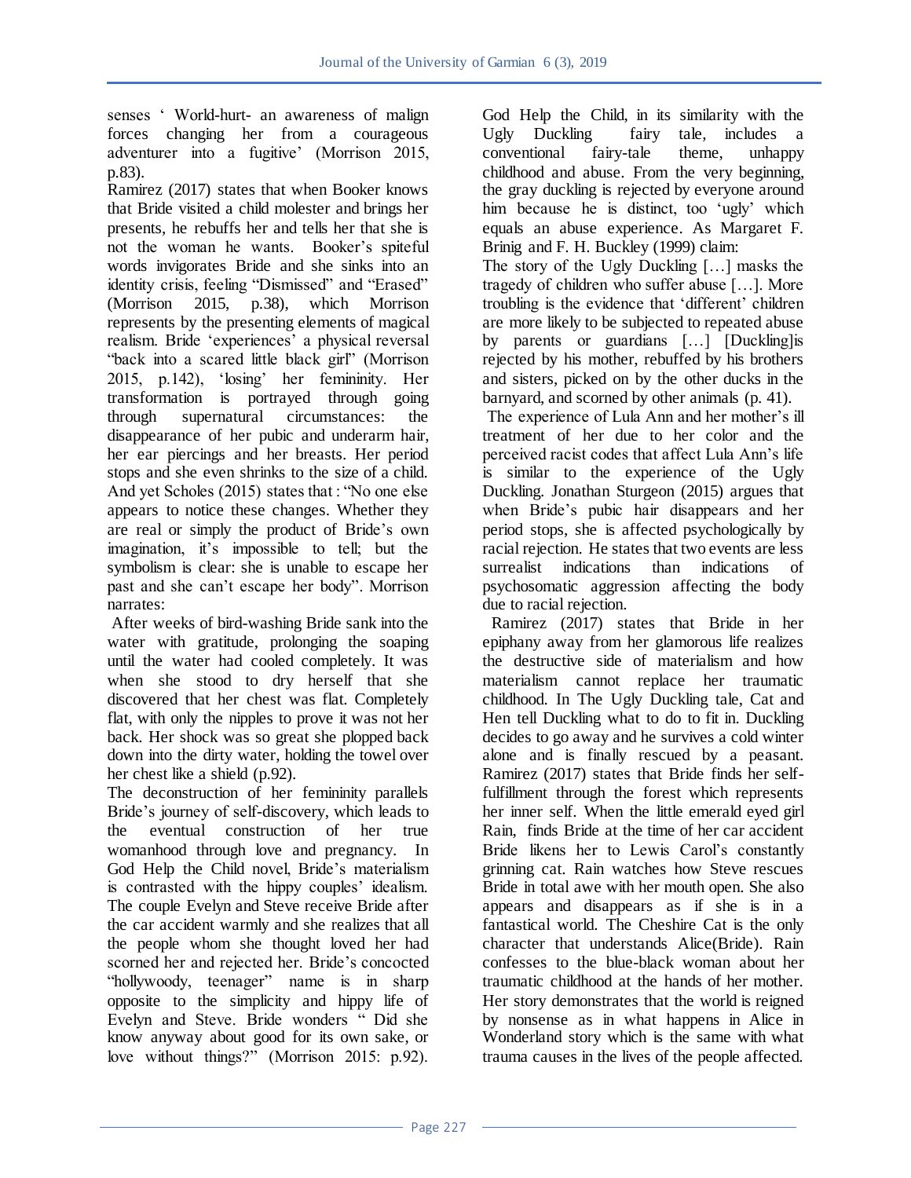senses ' World-hurt- an awareness of malign forces changing her from a courageous adventurer into a fugitive' (Morrison 2015, p.83).

Ramirez (2017) states that when Booker knows that Bride visited a child molester and brings her presents, he rebuffs her and tells her that she is not the woman he wants. Booker's spiteful words invigorates Bride and she sinks into an identity crisis, feeling "Dismissed" and "Erased" (Morrison 2015, p.38), which Morrison represents by the presenting elements of magical realism. Bride 'experiences' a physical reversal "back into a scared little black girl" (Morrison 2015, p.142), 'losing' her femininity. Her transformation is portrayed through going through supernatural circumstances: the disappearance of her pubic and underarm hair, her ear piercings and her breasts. Her period stops and she even shrinks to the size of a child. And yet Scholes (2015) states that : "No one else appears to notice these changes. Whether they are real or simply the product of Bride's own imagination, it's impossible to tell; but the symbolism is clear: she is unable to escape her past and she can't escape her body". Morrison narrates:

After weeks of bird-washing Bride sank into the water with gratitude, prolonging the soaping until the water had cooled completely. It was when she stood to dry herself that she discovered that her chest was flat. Completely flat, with only the nipples to prove it was not her back. Her shock was so great she plopped back down into the dirty water, holding the towel over her chest like a shield (p.92).

The deconstruction of her femininity parallels Bride's journey of self-discovery, which leads to the eventual construction of her true womanhood through love and pregnancy. In God Help the Child novel, Bride's materialism is contrasted with the hippy couples' idealism. The couple Evelyn and Steve receive Bride after the car accident warmly and she realizes that all the people whom she thought loved her had scorned her and rejected her. Bride's concocted "hollywoody, teenager" name is in sharp opposite to the simplicity and hippy life of Evelyn and Steve. Bride wonders " Did she know anyway about good for its own sake, or love without things?" (Morrison 2015: p.92). God Help the Child, in its similarity with the Ugly Duckling fairy tale, includes a conventional fairy-tale theme, unhappy childhood and abuse. From the very beginning, the gray duckling is rejected by everyone around him because he is distinct, too 'ugly' which equals an abuse experience. As Margaret F. Brinig and F. H. Buckley (1999) claim:

The story of the Ugly Duckling […] masks the tragedy of children who suffer abuse […]. More troubling is the evidence that 'different' children are more likely to be subjected to repeated abuse by parents or guardians […] [Duckling]is rejected by his mother, rebuffed by his brothers and sisters, picked on by the other ducks in the barnyard, and scorned by other animals (p. 41).

The experience of Lula Ann and her mother's ill treatment of her due to her color and the perceived racist codes that affect Lula Ann's life is similar to the experience of the Ugly Duckling. Jonathan Sturgeon (2015) argues that when Bride's pubic hair disappears and her period stops, she is affected psychologically by racial rejection. He states that two events are less surrealist indications than indications of psychosomatic aggression affecting the body due to racial rejection.

Ramirez (2017) states that Bride in her epiphany away from her glamorous life realizes the destructive side of materialism and how materialism cannot replace her traumatic childhood. In The Ugly Duckling tale, Cat and Hen tell Duckling what to do to fit in. Duckling decides to go away and he survives a cold winter alone and is finally rescued by a peasant. Ramirez (2017) states that Bride finds her self-fulfillment through the forest which represents her inner self. When the little emerald eyed girl Rain, finds Bride at the time of her car accident Bride likens her to Lewis Carol's constantly grinning cat. Rain watches how Steve rescues Bride in total awe with her mouth open. She also appears and disappears as if she is in a fantastical world. The Cheshire Cat is the only character that understands Alice(Bride). Rain confesses to the blue-black woman about her traumatic childhood at the hands of her mother. Her story demonstrates that the world is reigned by nonsense as in what happens in Alice in Wonderland story which is the same with what trauma causes in the lives of the people affected.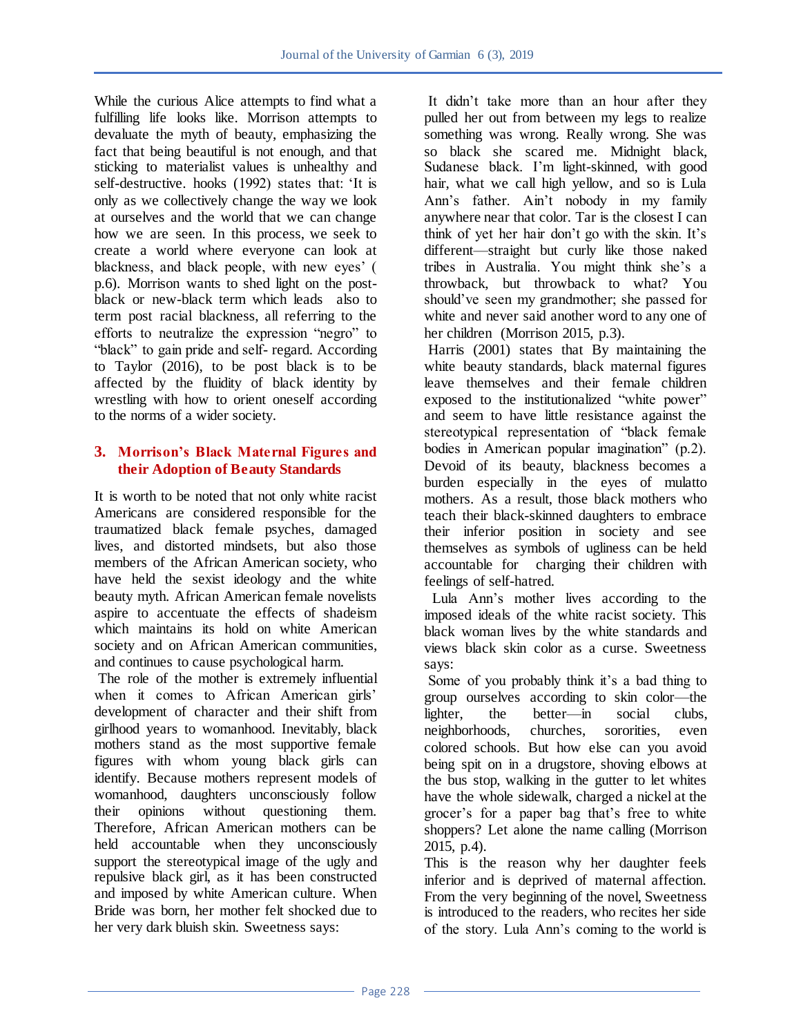While the curious Alice attempts to find what a fulfilling life looks like. Morrison attempts to devaluate the myth of beauty, emphasizing the fact that being beautiful is not enough, and that sticking to materialist values is unhealthy and self-destructive. hooks (1992) states that: 'It is only as we collectively change the way we look at ourselves and the world that we can change how we are seen. In this process, we seek to create a world where everyone can look at blackness, and black people, with new eyes' ( p.6). Morrison wants to shed light on the post-black or new-black term which leads also to term post racial blackness, all referring to the efforts to neutralize the expression "negro" to "black" to gain pride and self- regard. According to Taylor (2016), to be post black is to be affected by the fluidity of black identity by wrestling with how to orient oneself according to the norms of a wider society.

## 3. Morrison's Black Maternal Figures and their Adoption of Beauty Standards

It is worth to be noted that not only white racist Americans are considered responsible for the traumatized black female psyches, damaged lives, and distorted mindsets, but also those members of the African American society, who have held the sexist ideology and the white beauty myth. African American female novelists aspire to accentuate the effects of shadeism which maintains its hold on white American society and on African American communities, and continues to cause psychological harm.

The role of the mother is extremely influential when it comes to African American girls' development of character and their shift from girlhood years to womanhood. Inevitably, black mothers stand as the most supportive female figures with whom young black girls can identify. Because mothers represent models of womanhood, daughters unconsciously follow their opinions without questioning them. Therefore, African American mothers can be held accountable when they unconsciously support the stereotypical image of the ugly and repulsive black girl, as it has been constructed and imposed by white American culture. When Bride was born, her mother felt shocked due to her very dark bluish skin. Sweetness says:

It didn't take more than an hour after they pulled her out from between my legs to realize something was wrong. Really wrong. She was so black she scared me. Midnight black, Sudanese black. I'm light-skinned, with good hair, what we call high yellow, and so is Lula Ann's father. Ain't nobody in my family anywhere near that color. Tar is the closest I can think of yet her hair don't go with the skin. It's different—straight but curly like those naked tribes in Australia. You might think she's a throwback, but throwback to what? You should've seen my grandmother; she passed for white and never said another word to any one of her children (Morrison 2015, p.3).

Harris (2001) states that By maintaining the white beauty standards, black maternal figures leave themselves and their female children exposed to the institutionalized "white power" and seem to have little resistance against the stereotypical representation of "black female bodies in American popular imagination" (p.2). Devoid of its beauty, blackness becomes a burden especially in the eyes of mulatto mothers. As a result, those black mothers who teach their black-skinned daughters to embrace their inferior position in society and see themselves as symbols of ugliness can be held accountable for charging their children with feelings of self-hatred.

Lula Ann's mother lives according to the imposed ideals of the white racist society. This black woman lives by the white standards and views black skin color as a curse. Sweetness says:

Some of you probably think it's a bad thing to group ourselves according to skin color—the lighter, the better—in social clubs, neighborhoods, churches, sororities, even colored schools. But how else can you avoid being spit on in a drugstore, shoving elbows at the bus stop, walking in the gutter to let whites have the whole sidewalk, charged a nickel at the grocer's for a paper bag that's free to white shoppers? Let alone the name calling (Morrison 2015, p.4).

This is the reason why her daughter feels inferior and is deprived of maternal affection. From the very beginning of the novel, Sweetness is introduced to the readers, who recites her side of the story. Lula Ann's coming to the world is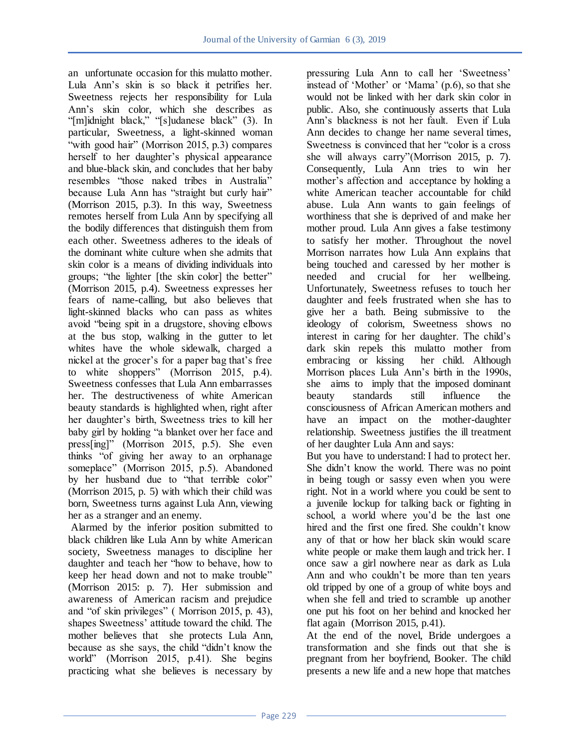an unfortunate occasion for this mulatto mother. Lula Ann's skin is so black it petrifies her. Sweetness rejects her responsibility for Lula Ann's skin color, which she describes as "[m]idnight black," "[s]udanese black" (3). In particular, Sweetness, a light-skinned woman "with good hair" (Morrison 2015, p.3) compares herself to her daughter's physical appearance and blue-black skin, and concludes that her baby resembles "those naked tribes in Australia" because Lula Ann has "straight but curly hair" (Morrison 2015, p.3). In this way, Sweetness remotes herself from Lula Ann by specifying all the bodily differences that distinguish them from each other. Sweetness adheres to the ideals of the dominant white culture when she admits that skin color is a means of dividing individuals into groups; "the lighter [the skin color] the better" (Morrison 2015, p.4). Sweetness expresses her fears of name-calling, but also believes that light-skinned blacks who can pass as whites avoid "being spit in a drugstore, shoving elbows at the bus stop, walking in the gutter to let whites have the whole sidewalk, charged a nickel at the grocer's for a paper bag that's free to white shoppers" (Morrison 2015, p.4). Sweetness confesses that Lula Ann embarrasses her. The destructiveness of white American beauty standards is highlighted when, right after her daughter's birth, Sweetness tries to kill her baby girl by holding "a blanket over her face and press[ing]" (Morrison 2015, p.5). She even thinks "of giving her away to an orphanage someplace" (Morrison 2015, p.5). Abandoned by her husband due to "that terrible color" (Morrison 2015, p. 5) with which their child was born, Sweetness turns against Lula Ann, viewing her as a stranger and an enemy.

Alarmed by the inferior position submitted to black children like Lula Ann by white American society, Sweetness manages to discipline her daughter and teach her "how to behave, how to keep her head down and not to make trouble" (Morrison 2015: p. 7). Her submission and awareness of American racism and prejudice and "of skin privileges" ( Morrison 2015, p. 43), shapes Sweetness' attitude toward the child. The mother believes that she protects Lula Ann, because as she says, the child "didn't know the world" (Morrison 2015, p.41). She begins practicing what she believes is necessary by pressuring Lula Ann to call her 'Sweetness' instead of 'Mother' or 'Mama' (p.6), so that she would not be linked with her dark skin color in public. Also, she continuously asserts that Lula Ann's blackness is not her fault. Even if Lula Ann decides to change her name several times, Sweetness is convinced that her "color is a cross she will always carry"(Morrison 2015, p. 7). Consequently, Lula Ann tries to win her mother's affection and acceptance by holding a white American teacher accountable for child abuse. Lula Ann wants to gain feelings of worthiness that she is deprived of and make her mother proud. Lula Ann gives a false testimony to satisfy her mother. Throughout the novel Morrison narrates how Lula Ann explains that being touched and caressed by her mother is needed and crucial for her wellbeing. Unfortunately, Sweetness refuses to touch her daughter and feels frustrated when she has to give her a bath. Being submissive to the ideology of colorism, Sweetness shows no interest in caring for her daughter. The child's dark skin repels this mulatto mother from embracing or kissing her child. Although Morrison places Lula Ann's birth in the 1990s, she aims to imply that the imposed dominant beauty standards still influence the consciousness of African American mothers and have an impact on the mother-daughter relationship. Sweetness justifies the ill treatment of her daughter Lula Ann and says:

But you have to understand: I had to protect her. She didn't know the world. There was no point in being tough or sassy even when you were right. Not in a world where you could be sent to a juvenile lockup for talking back or fighting in school, a world where you'd be the last one hired and the first one fired. She couldn't know any of that or how her black skin would scare white people or make them laugh and trick her. I once saw a girl nowhere near as dark as Lula Ann and who couldn't be more than ten years old tripped by one of a group of white boys and when she fell and tried to scramble up another one put his foot on her behind and knocked her flat again (Morrison 2015, p.41).

At the end of the novel, Bride undergoes a transformation and she finds out that she is pregnant from her boyfriend, Booker. The child presents a new life and a new hope that matches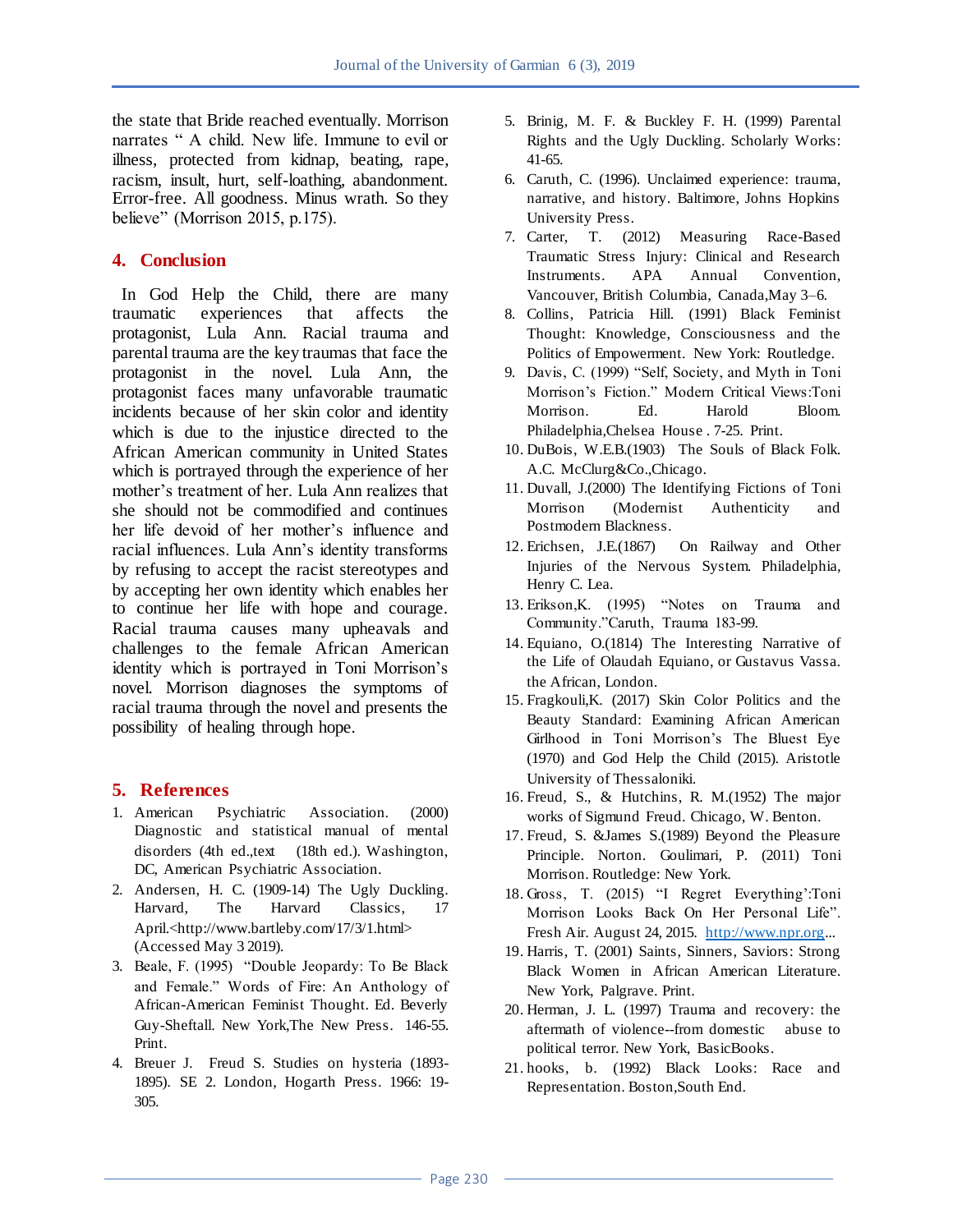the state that Bride reached eventually. Morrison narrates " A child. New life. Immune to evil or illness, protected from kidnap, beating, rape, racism, insult, hurt, self-loathing, abandonment. Error-free. All goodness. Minus wrath. So they believe" (Morrison 2015, p.175).

## 4. Conclusion

In God Help the Child, there are many traumatic experiences that affects the protagonist, Lula Ann. Racial trauma and parental trauma are the key traumas that face the protagonist in the novel. Lula Ann, the protagonist faces many unfavorable traumatic incidents because of her skin color and identity which is due to the injustice directed to the African American community in United States which is portrayed through the experience of her mother's treatment of her. Lula Ann realizes that she should not be commodified and continues her life devoid of her mother's influence and racial influences. Lula Ann's identity transforms by refusing to accept the racist stereotypes and by accepting her own identity which enables her to continue her life with hope and courage. Racial trauma causes many upheavals and challenges to the female African American identity which is portrayed in Toni Morrison's novel. Morrison diagnoses the symptoms of racial trauma through the novel and presents the possibility of healing through hope.

## 5. References

1. American Psychiatric Association. (2000) Diagnostic and statistical manual of mental disorders (4th ed.,text (18th ed.). Washington, DC, American Psychiatric Association.
2. Andersen, H. C. (1909-14) The Ugly Duckling. Harvard, The Harvard Classics, 17 April.<http://www.bartleby.com/17/3/1.html> (Accessed May 3 2019).
3. Beale, F. (1995) "Double Jeopardy: To Be Black and Female." Words of Fire: An Anthology of African-American Feminist Thought. Ed. Beverly Guy-Sheftall. New York,The New Press. 146-55. Print.
4. Breuer J. Freud S. Studies on hysteria (1893-1895). SE 2. London, Hogarth Press. 1966: 19-305.
5. Brinig, M. F. & Buckley F. H. (1999) Parental Rights and the Ugly Duckling. Scholarly Works: 41-65.
6. Caruth, C. (1996). Unclaimed experience: trauma, narrative, and history. Baltimore, Johns Hopkins University Press.
7. Carter, T. (2012) Measuring Race-Based Traumatic Stress Injury: Clinical and Research Instruments. APA Annual Convention, Vancouver, British Columbia, Canada,May 3–6.
8. Collins, Patricia Hill. (1991) Black Feminist Thought: Knowledge, Consciousness and the Politics of Empowerment. New York: Routledge.
9. Davis, C. (1999) "Self, Society, and Myth in Toni Morrison's Fiction." Modern Critical Views:Toni Morrison. Ed. Harold Bloom. Philadelphia,Chelsea House . 7-25. Print.
10. DuBois, W.E.B.(1903) The Souls of Black Folk. A.C. McClurg&Co.,Chicago.
11. Duvall, J.(2000) The Identifying Fictions of Toni Morrison (Modernist Authenticity and Postmodern Blackness.
12. Erichsen, J.E.(1867) On Railway and Other Injuries of the Nervous System. Philadelphia, Henry C. Lea.
13. Erikson,K. (1995) "Notes on Trauma and Community."Caruth, Trauma 183-99.
14. Equiano, O.(1814) The Interesting Narrative of the Life of Olaudah Equiano, or Gustavus Vassa. the African, London.
15. Fragkouli,K. (2017) Skin Color Politics and the Beauty Standard: Examining African American Girlhood in Toni Morrison's The Bluest Eye (1970) and God Help the Child (2015). Aristotle University of Thessaloniki.
16. Freud, S., & Hutchins, R. M.(1952) The major works of Sigmund Freud. Chicago, W. Benton.
17. Freud, S. &James S.(1989) Beyond the Pleasure Principle. Norton. Goulimari, P. (2011) Toni Morrison. Routledge: New York.
18. Gross, T. (2015) "I Regret Everything':Toni Morrison Looks Back On Her Personal Life". Fresh Air. August 24, 2015. http://www.npr.org...
19. Harris, T. (2001) Saints, Sinners, Saviors: Strong Black Women in African American Literature. New York, Palgrave. Print.
20. Herman, J. L. (1997) Trauma and recovery: the aftermath of violence--from domestic abuse to political terror. New York, BasicBooks.
21. hooks, b. (1992) Black Looks: Race and Representation. Boston,South End.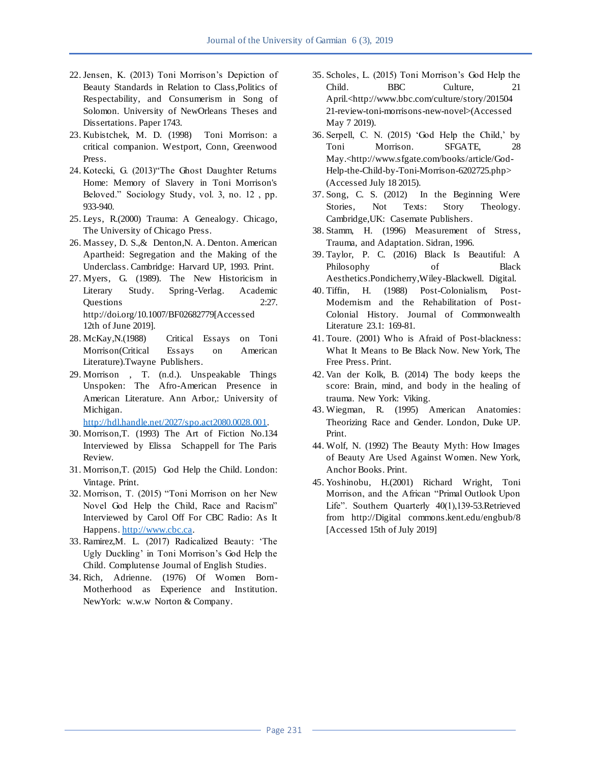22. Jensen, K. (2013) Toni Morrison's Depiction of Beauty Standards in Relation to Class,Politics of Respectability, and Consumerism in Song of Solomon. University of NewOrleans Theses and Dissertations. Paper 1743.
23. Kubistchek, M. D. (1998) Toni Morrison: a critical companion. Westport, Conn, Greenwood Press.
24. Kotecki, G. (2013)"The Ghost Daughter Returns Home: Memory of Slavery in Toni Morrison's Beloved." Sociology Study, vol. 3, no. 12 , pp. 933-940.
25. Leys, R.(2000) Trauma: A Genealogy. Chicago, The University of Chicago Press.
26. Massey, D. S.,& Denton,N. A. Denton. American Apartheid: Segregation and the Making of the Underclass. Cambridge: Harvard UP, 1993. Print.
27. Myers, G. (1989). The New Historicism in Literary Study. Spring-Verlag. Academic Questions 2:27. http://doi.org/10.1007/BF02682779[Accessed 12th of June 2019].
28. McKay,N.(1988) Critical Essays on Toni Morrison(Critical Essays on American Literature).Twayne Publishers.
29. Morrison , T. (n.d.). Unspeakable Things Unspoken: The Afro-American Presence in American Literature. Ann Arbor,: University of Michigan. http://hdl.handle.net/2027/spo.act2080.0028.001.
30. Morrison,T. (1993) The Art of Fiction No.134 Interviewed by Elissa Schappell for The Paris Review.
31. Morrison,T. (2015) God Help the Child. London: Vintage. Print.
32. Morrison, T. (2015) "Toni Morrison on her New Novel God Help the Child, Race and Racism" Interviewed by Carol Off For CBC Radio: As It Happens. http://www.cbc.ca.
33. Ramirez,M. L. (2017) Radicalized Beauty: 'The Ugly Duckling' in Toni Morrison's God Help the Child. Complutense Journal of English Studies.
34. Rich, Adrienne. (1976) Of Women Born-Motherhood as Experience and Institution. NewYork: w.w.w Norton & Company.
35. Scholes, L. (2015) Toni Morrison's God Help the Child. BBC Culture, 21 April.<http://www.bbc.com/culture/story/20150421-review-toni-morrisons-new-novel>(Accessed May 7 2019).
36. Serpell, C. N. (2015) 'God Help the Child,' by Toni Morrison. SFGATE, 28 May.<http://www.sfgate.com/books/article/God-Help-the-Child-by-Toni-Morrison-6202725.php> (Accessed July 18 2015).
37. Song, C. S. (2012) In the Beginning Were Stories, Not Texts: Story Theology. Cambridge,UK: Casemate Publishers.
38. Stamm, H. (1996) Measurement of Stress, Trauma, and Adaptation. Sidran, 1996.
39. Taylor, P. C. (2016) Black Is Beautiful: A Philosophy of Black Aesthetics.Pondicherry,Wiley-Blackwell. Digital.
40. Tiffin, H. (1988) Post-Colonialism, Post-Modernism and the Rehabilitation of Post-Colonial History. Journal of Commonwealth Literature 23.1: 169-81.
41. Toure. (2001) Who is Afraid of Post-blackness: What It Means to Be Black Now. New York, The Free Press. Print.
42. Van der Kolk, B. (2014) The body keeps the score: Brain, mind, and body in the healing of trauma. New York: Viking.
43. Wiegman, R. (1995) American Anatomies: Theorizing Race and Gender. London, Duke UP. Print.
44. Wolf, N. (1992) The Beauty Myth: How Images of Beauty Are Used Against Women. New York, Anchor Books. Print.
45. Yoshinobu, H.(2001) Richard Wright, Toni Morrison, and the African "Primal Outlook Upon Life". Southern Quarterly 40(1),139-53.Retrieved from http://Digital commons.kent.edu/engbub/8 [Accessed 15th of July 2019]